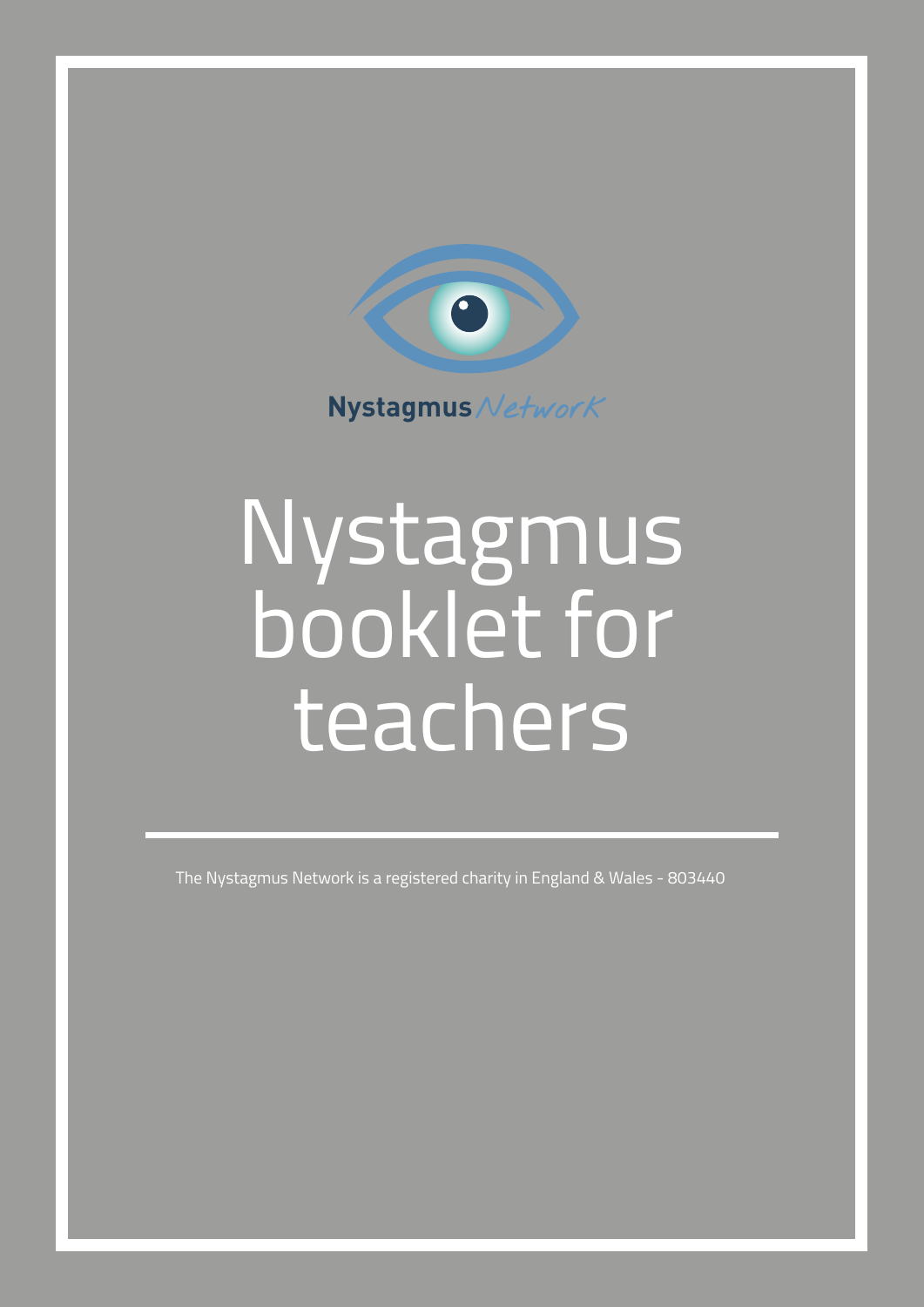Nystagmus Network

# Nystagmus booklet for teachers

The Nystagmus Network is a registered charity in England & Wales - 803440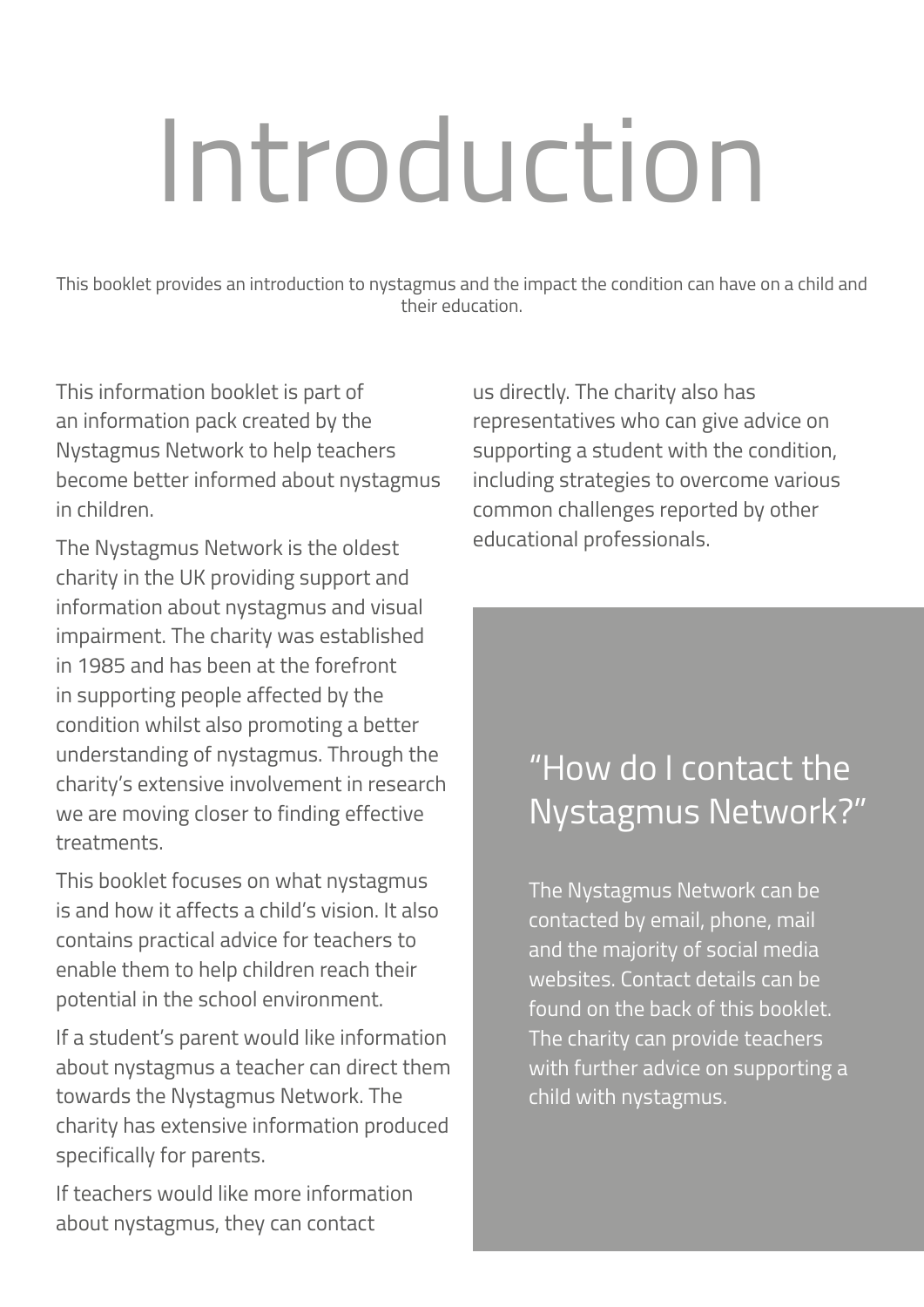# Introduction

This booklet provides an introduction to nystagmus and the impact the condition can have on a child and their education.

This information booklet is part of an information pack created by the Nystagmus Network to help teachers become better informed about nystagmus in children.

The Nystagmus Network is the oldest charity in the UK providing support and information about nystagmus and visual impairment. The charity was established in 1985 and has been at the forefront in supporting people affected by the condition whilst also promoting a better understanding of nystagmus. Through the charity's extensive involvement in research we are moving closer to finding effective treatments.

This booklet focuses on what nystagmus is and how it affects a child's vision. It also contains practical advice for teachers to enable them to help children reach their potential in the school environment.

If a student's parent would like information about nystagmus a teacher can direct them towards the Nystagmus Network. The charity has extensive information produced specifically for parents.

If teachers would like more information about nystagmus, they can contact us directly. The charity also has representatives who can give advice on supporting a student with the condition, including strategies to overcome various common challenges reported by other educational professionals.

## "How do I contact the Nystagmus Network?"

The Nystagmus Network can be contacted by email, phone, mail and the majority of social media websites. Contact details can be found on the back of this booklet. The charity can provide teachers with further advice on supporting a child with nystagmus.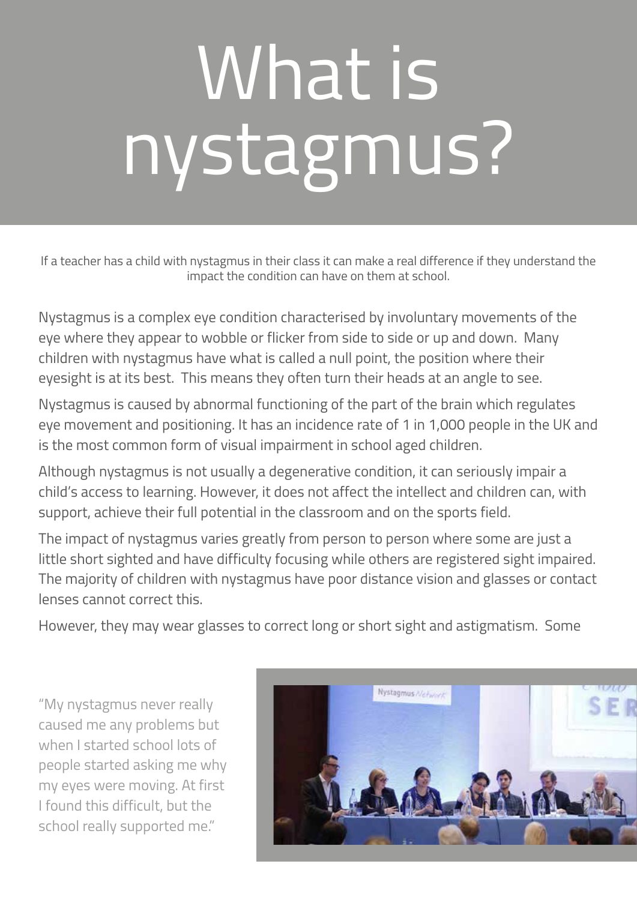# What is nystagmus?

If a teacher has a child with nystagmus in their class it can make a real difference if they understand the impact the condition can have on them at school.

Nystagmus is a complex eye condition characterised by involuntary movements of the eye where they appear to wobble or flicker from side to side or up and down. Many children with nystagmus have what is called a null point, the position where their eyesight is at its best. This means they often turn their heads at an angle to see.

Nystagmus is caused by abnormal functioning of the part of the brain which regulates eye movement and positioning. It has an incidence rate of 1 in 1,000 people in the UK and is the most common form of visual impairment in school aged children.

Although nystagmus is not usually a degenerative condition, it can seriously impair a child's access to learning. However, it does not affect the intellect and children can, with support, achieve their full potential in the classroom and on the sports field.

The impact of nystagmus varies greatly from person to person where some are just a little short sighted and have difficulty focusing while others are registered sight impaired. The majority of children with nystagmus have poor distance vision and glasses or contact lenses cannot correct this.

However, they may wear glasses to correct long or short sight and astigmatism. Some

"My nystagmus never really caused me any problems but when I started school lots of people started asking me why my eyes were moving. At first I found this difficult, but the school really supported me."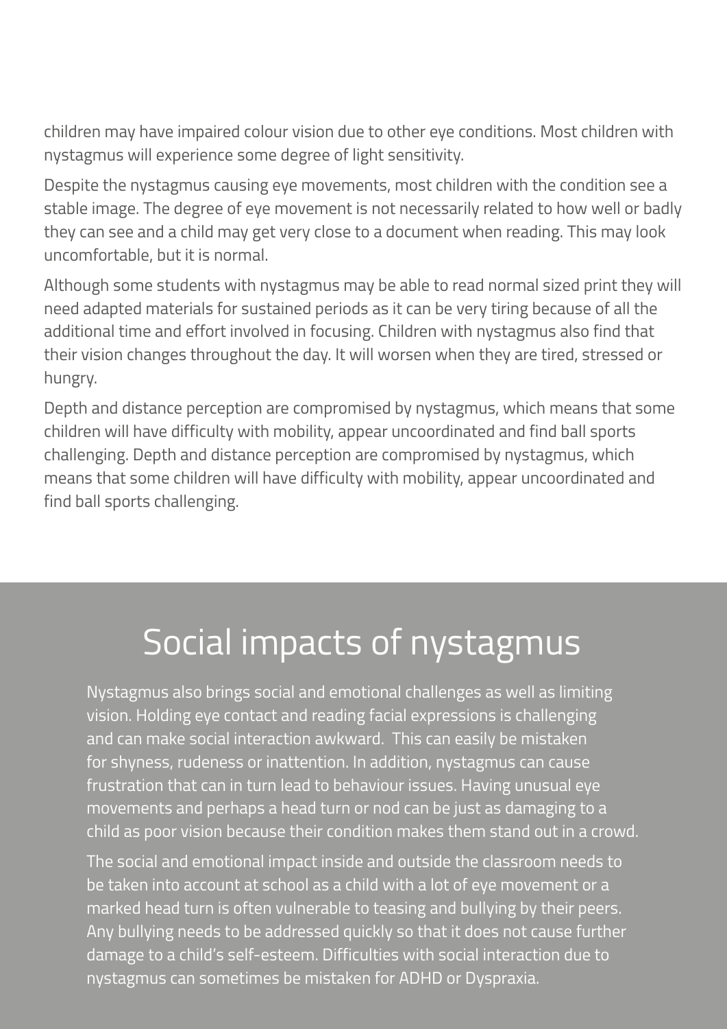children may have impaired colour vision due to other eye conditions. Most children with nystagmus will experience some degree of light sensitivity.

Despite the nystagmus causing eye movements, most children with the condition see a stable image. The degree of eye movement is not necessarily related to how well or badly they can see and a child may get very close to a document when reading. This may look uncomfortable, but it is normal.

Although some students with nystagmus may be able to read normal sized print they will need adapted materials for sustained periods as it can be very tiring because of all the additional time and effort involved in focusing. Children with nystagmus also find that their vision changes throughout the day. It will worsen when they are tired, stressed or hungry.

Depth and distance perception are compromised by nystagmus, which means that some children will have difficulty with mobility, appear uncoordinated and find ball sports challenging. Depth and distance perception are compromised by nystagmus, which means that some children will have difficulty with mobility, appear uncoordinated and find ball sports challenging.

# Social impacts of nystagmus

Nystagmus also brings social and emotional challenges as well as limiting vision. Holding eye contact and reading facial expressions is challenging and can make social interaction awkward. This can easily be mistaken for shyness, rudeness or inattention. In addition, nystagmus can cause frustration that can in turn lead to behaviour issues. Having unusual eye movements and perhaps a head turn or nod can be just as damaging to a child as poor vision because their condition makes them stand out in a crowd.

The social and emotional impact inside and outside the classroom needs to be taken into account at school as a child with a lot of eye movement or a marked head turn is often vulnerable to teasing and bullying by their peers. Any bullying needs to be addressed quickly so that it does not cause further damage to a child's self-esteem. Difficulties with social interaction due to nystagmus can sometimes be mistaken for ADHD or Dyspraxia.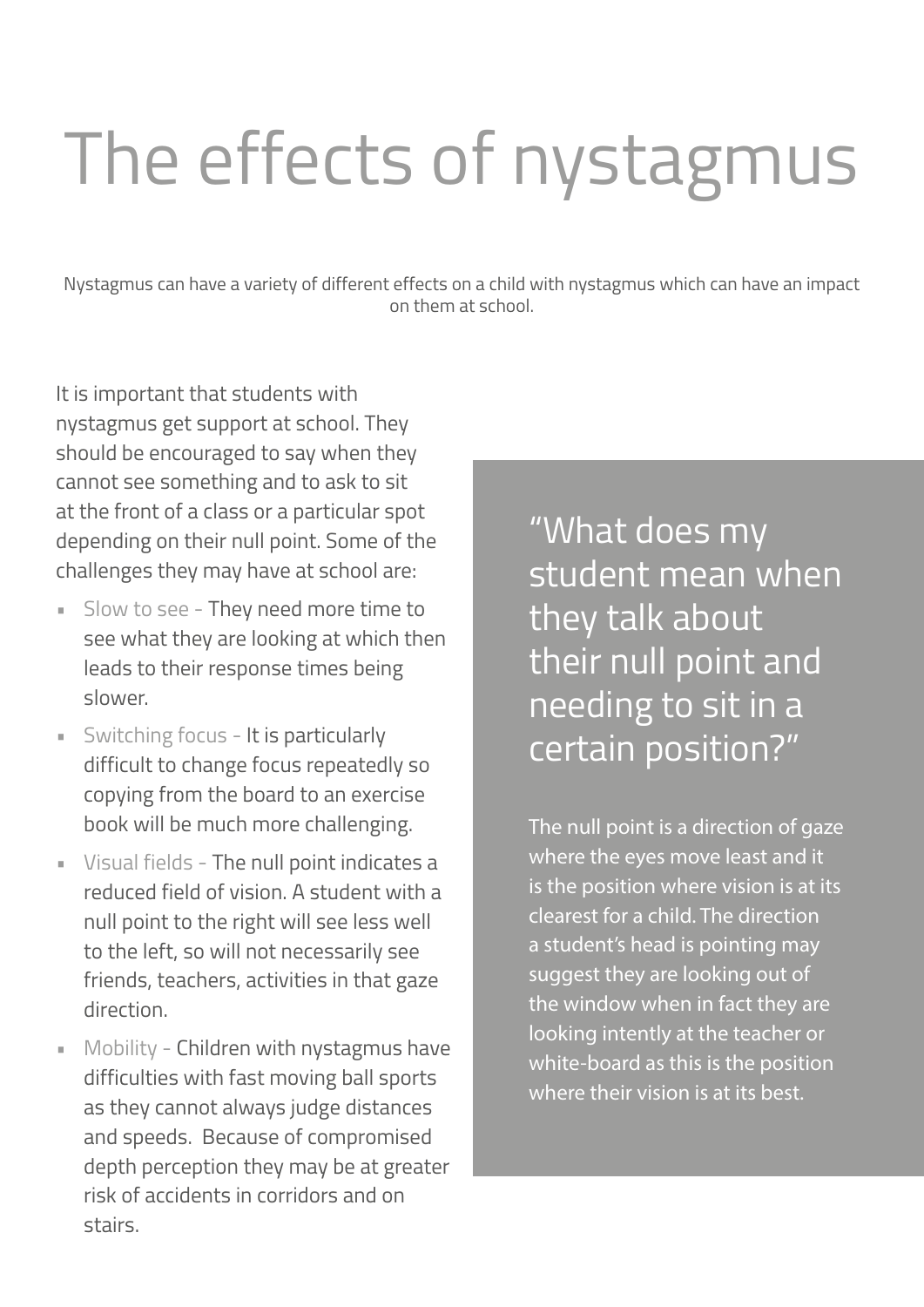# The effects of nystagmus

Nystagmus can have a variety of different effects on a child with nystagmus which can have an impact on them at school.

It is important that students with nystagmus get support at school. They should be encouraged to say when they cannot see something and to ask to sit at the front of a class or a particular spot depending on their null point. Some of the challenges they may have at school are:

- Slow to see - They need more time to see what they are looking at which then leads to their response times being slower.
- Switching focus - It is particularly difficult to change focus repeatedly so copying from the board to an exercise book will be much more challenging.
- Visual fields - The null point indicates a reduced field of vision. A student with a null point to the right will see less well to the left, so will not necessarily see friends, teachers, activities in that gaze direction.
- Mobility - Children with nystagmus have difficulties with fast moving ball sports as they cannot always judge distances and speeds.  Because of compromised depth perception they may be at greater risk of accidents in corridors and on stairs.

## "What does my student mean when they talk about their null point and needing to sit in a certain position?"

The null point is a direction of gaze where the eyes move least and it is the position where vision is at its clearest for a child. The direction a student's head is pointing may suggest they are looking out of the window when in fact they are looking intently at the teacher or white-board as this is the position where their vision is at its best.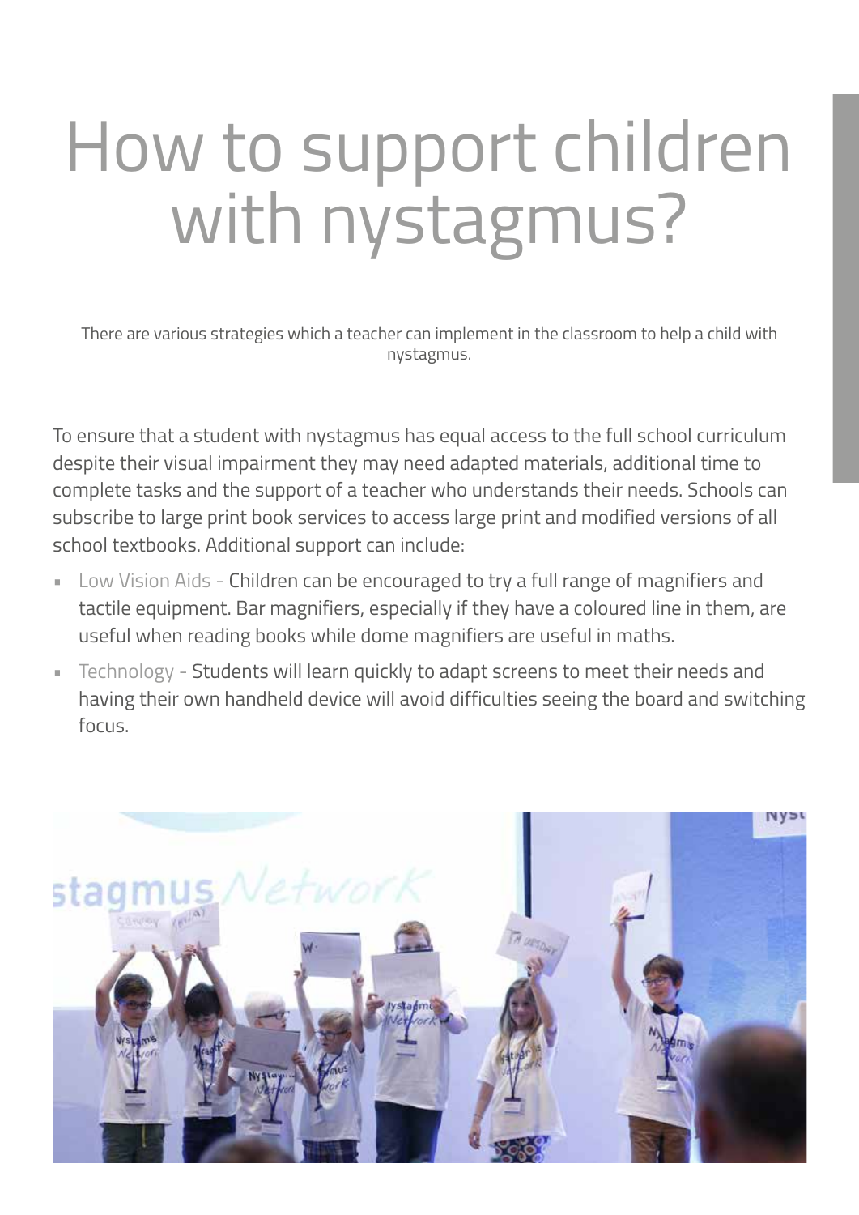# How to support children with nystagmus?

There are various strategies which a teacher can implement in the classroom to help a child with nystagmus.

To ensure that a student with nystagmus has equal access to the full school curriculum despite their visual impairment they may need adapted materials, additional time to complete tasks and the support of a teacher who understands their needs. Schools can subscribe to large print book services to access large print and modified versions of all school textbooks. Additional support can include:

- Low Vision Aids - Children can be encouraged to try a full range of magnifiers and tactile equipment. Bar magnifiers, especially if they have a coloured line in them, are useful when reading books while dome magnifiers are useful in maths.
- Technology - Students will learn quickly to adapt screens to meet their needs and having their own handheld device will avoid difficulties seeing the board and switching focus.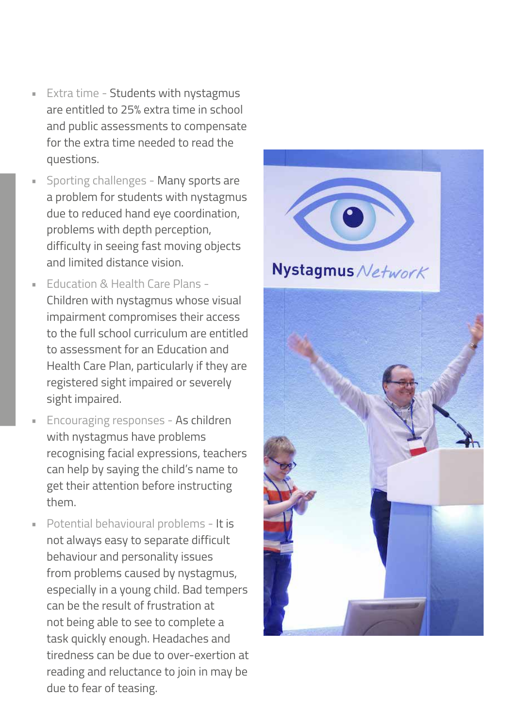- Extra time - Students with nystagmus are entitled to 25% extra time in school and public assessments to compensate for the extra time needed to read the questions.
- Sporting challenges - Many sports are a problem for students with nystagmus due to reduced hand eye coordination, problems with depth perception, difficulty in seeing fast moving objects and limited distance vision.
- Education & Health Care Plans - Children with nystagmus whose visual impairment compromises their access to the full school curriculum are entitled to assessment for an Education and Health Care Plan, particularly if they are registered sight impaired or severely sight impaired.
- Encouraging responses - As children with nystagmus have problems recognising facial expressions, teachers can help by saying the child's name to get their attention before instructing them.
- Potential behavioural problems - It is not always easy to separate difficult behaviour and personality issues from problems caused by nystagmus, especially in a young child. Bad tempers can be the result of frustration at not being able to see to complete a task quickly enough. Headaches and tiredness can be due to over-exertion at reading and reluctance to join in may be due to fear of teasing.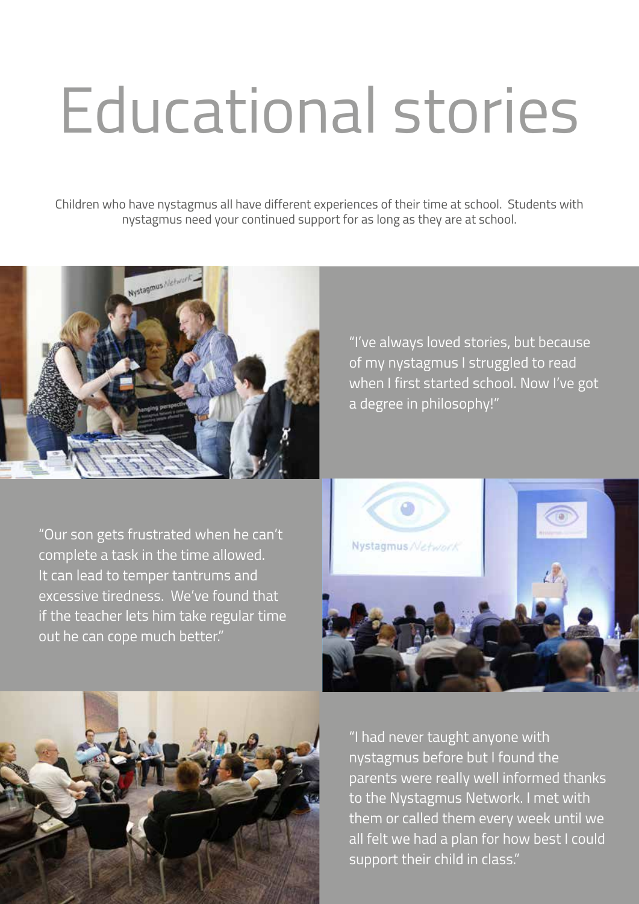# Educational stories

Children who have nystagmus all have different experiences of their time at school. Students with nystagmus need your continued support for as long as they are at school.

"I've always loved stories, but because of my nystagmus I struggled to read when I first started school. Now I've got a degree in philosophy!"

"Our son gets frustrated when he can't complete a task in the time allowed. It can lead to temper tantrums and excessive tiredness. We've found that if the teacher lets him take regular time out he can cope much better."

"I had never taught anyone with nystagmus before but I found the parents were really well informed thanks to the Nystagmus Network. I met with them or called them every week until we all felt we had a plan for how best I could support their child in class."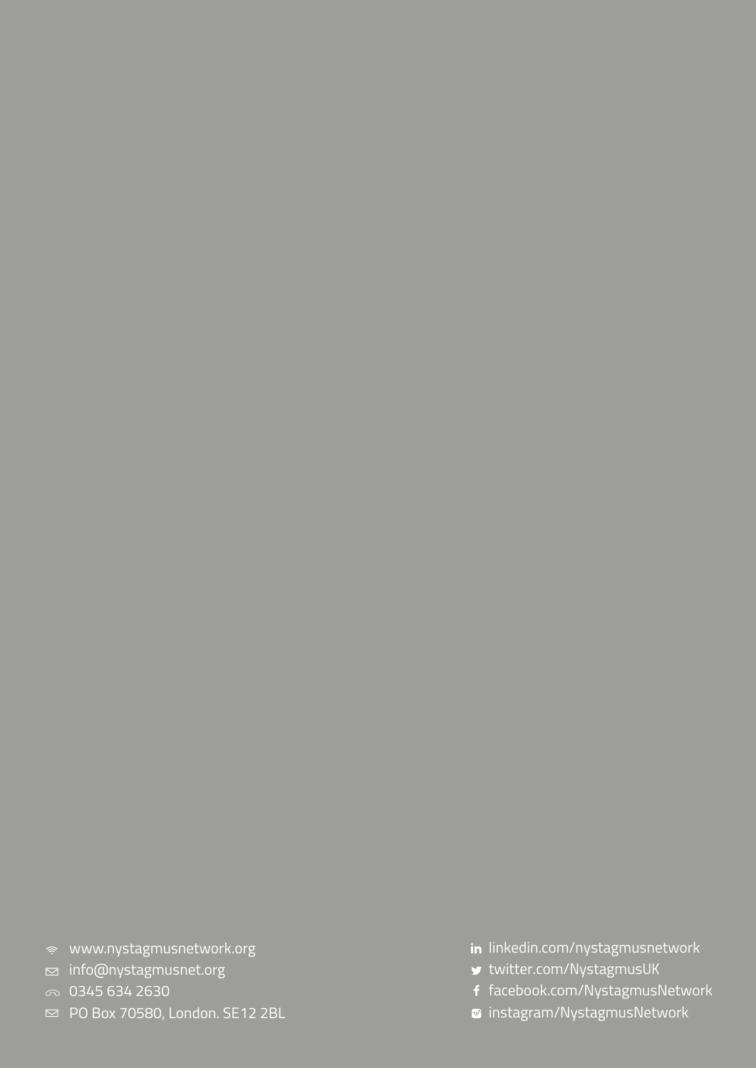www.nystagmusnetwork.org
info@nystagmusnet.org
0345 634 2630
PO Box 70580, London. SE12 2BL

linkedin.com/nystagmusnetwork
twitter.com/NystagmusUK
facebook.com/NystagmusNetwork
instagram/NystagmusNetwork